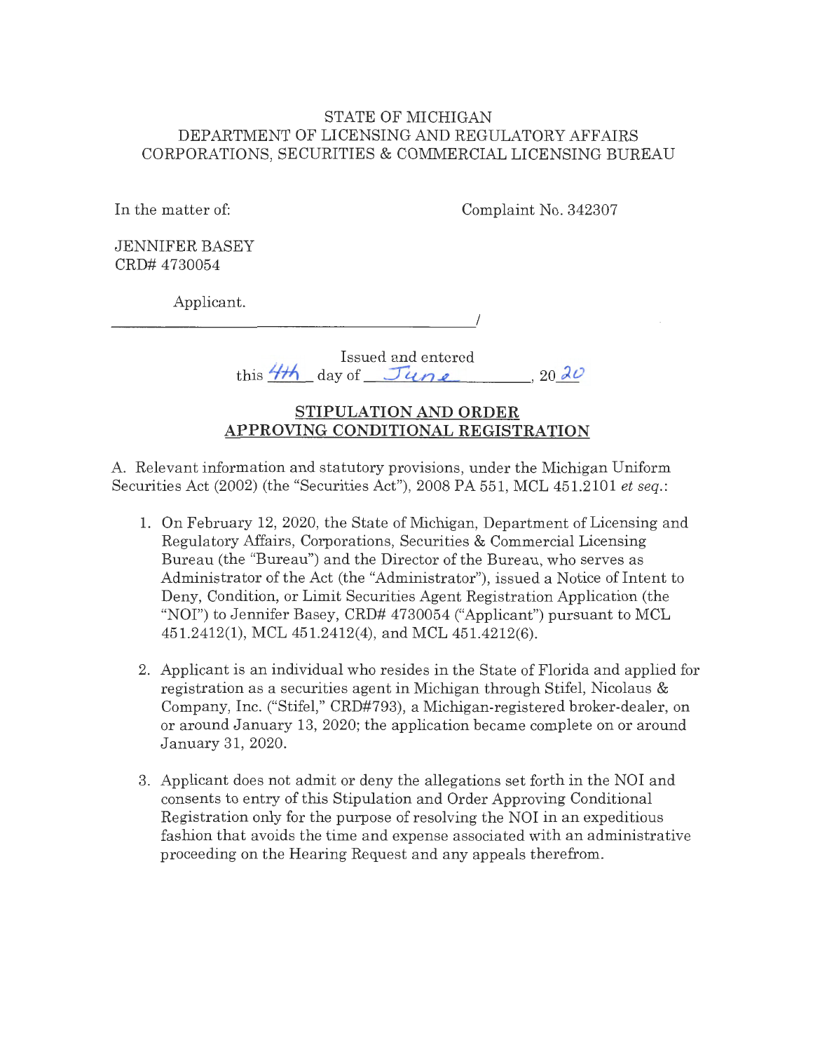STATE OF MICHIGAN
DEPARTMENT OF LICENSING AND REGULATORY AFFAIRS
CORPORATIONS, SECURITIES & COMMERCIAL LICENSING BUREAU

In the matter of:

Complaint No. 342307

JENNIFER BASEY
CRD# 4730054

Applicant.

_______________________________________________/

Issued and entered
this 4th day of June, 2020

## STIPULATION AND ORDER APPROVING CONDITIONAL REGISTRATION

A. Relevant information and statutory provisions, under the Michigan Uniform Securities Act (2002) (the "Securities Act"), 2008 PA 551, MCL 451.2101 *et seq.*:

1. On February 12, 2020, the State of Michigan, Department of Licensing and Regulatory Affairs, Corporations, Securities & Commercial Licensing Bureau (the "Bureau") and the Director of the Bureau, who serves as Administrator of the Act (the "Administrator"), issued a Notice of Intent to Deny, Condition, or Limit Securities Agent Registration Application (the "NOI") to Jennifer Basey, CRD# 4730054 ("Applicant") pursuant to MCL 451.2412(1), MCL 451.2412(4), and MCL 451.4212(6).

2. Applicant is an individual who resides in the State of Florida and applied for registration as a securities agent in Michigan through Stifel, Nicolaus & Company, Inc. ("Stifel," CRD#793), a Michigan-registered broker-dealer, on or around January 13, 2020; the application became complete on or around January 31, 2020.

3. Applicant does not admit or deny the allegations set forth in the NOI and consents to entry of this Stipulation and Order Approving Conditional Registration only for the purpose of resolving the NOI in an expeditious fashion that avoids the time and expense associated with an administrative proceeding on the Hearing Request and any appeals therefrom.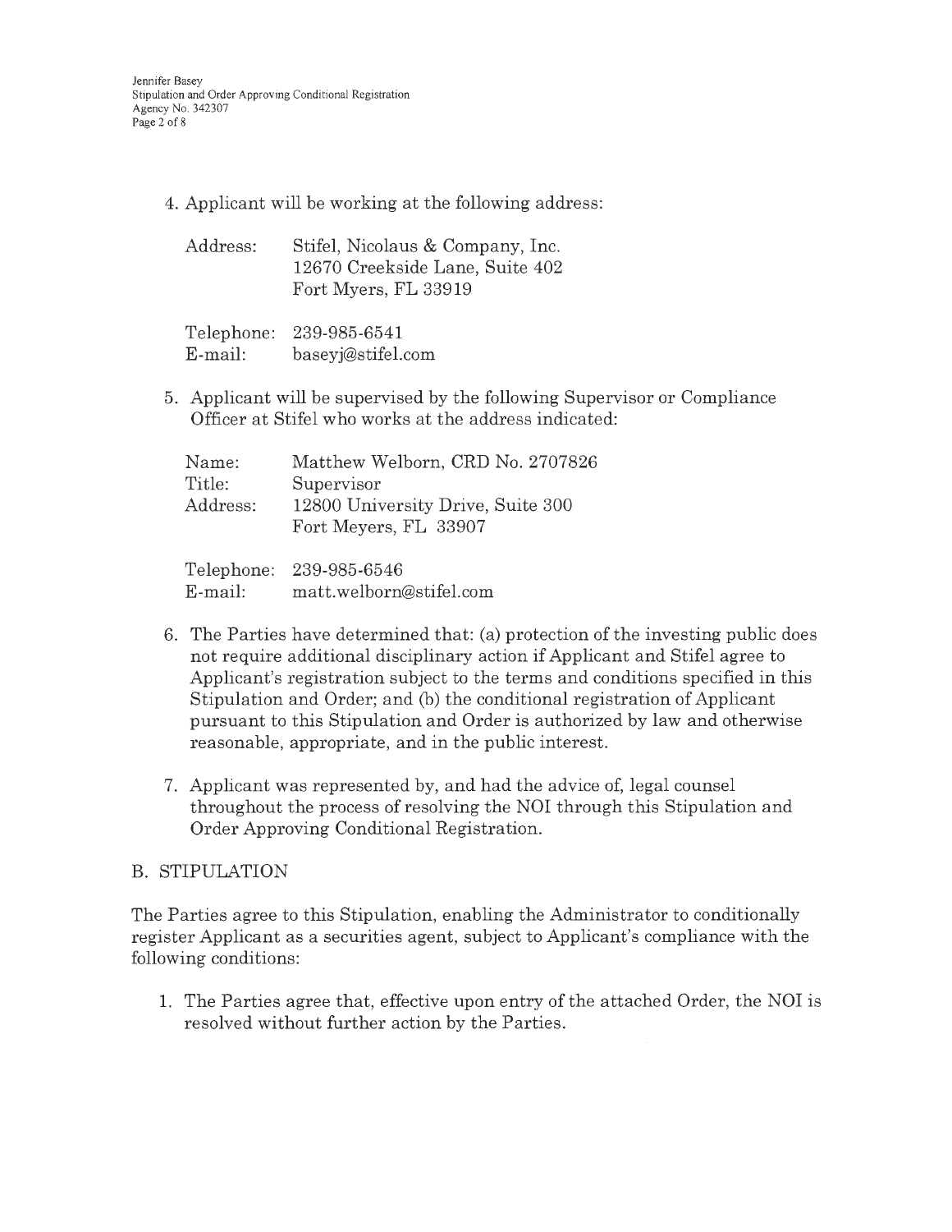4. Applicant will be working at the following address:

   Address: Stifel, Nicolaus & Company, Inc.
   12670 Creekside Lane, Suite 402
   Fort Myers, FL 33919

   Telephone: 239-985-6541
   E-mail: baseyj@stifel.com

5. Applicant will be supervised by the following Supervisor or Compliance Officer at Stifel who works at the address indicated:

   Name: Matthew Welborn, CRD No. 2707826
   Title: Supervisor
   Address: 12800 University Drive, Suite 300
   Fort Meyers, FL 33907

   Telephone: 239-985-6546
   E-mail: matt.welborn@stifel.com

6. The Parties have determined that: (a) protection of the investing public does not require additional disciplinary action if Applicant and Stifel agree to Applicant's registration subject to the terms and conditions specified in this Stipulation and Order; and (b) the conditional registration of Applicant pursuant to this Stipulation and Order is authorized by law and otherwise reasonable, appropriate, and in the public interest.

7. Applicant was represented by, and had the advice of, legal counsel throughout the process of resolving the NOI through this Stipulation and Order Approving Conditional Registration.

## B. STIPULATION

The Parties agree to this Stipulation, enabling the Administrator to conditionally register Applicant as a securities agent, subject to Applicant's compliance with the following conditions:

1. The Parties agree that, effective upon entry of the attached Order, the NOI is resolved without further action by the Parties.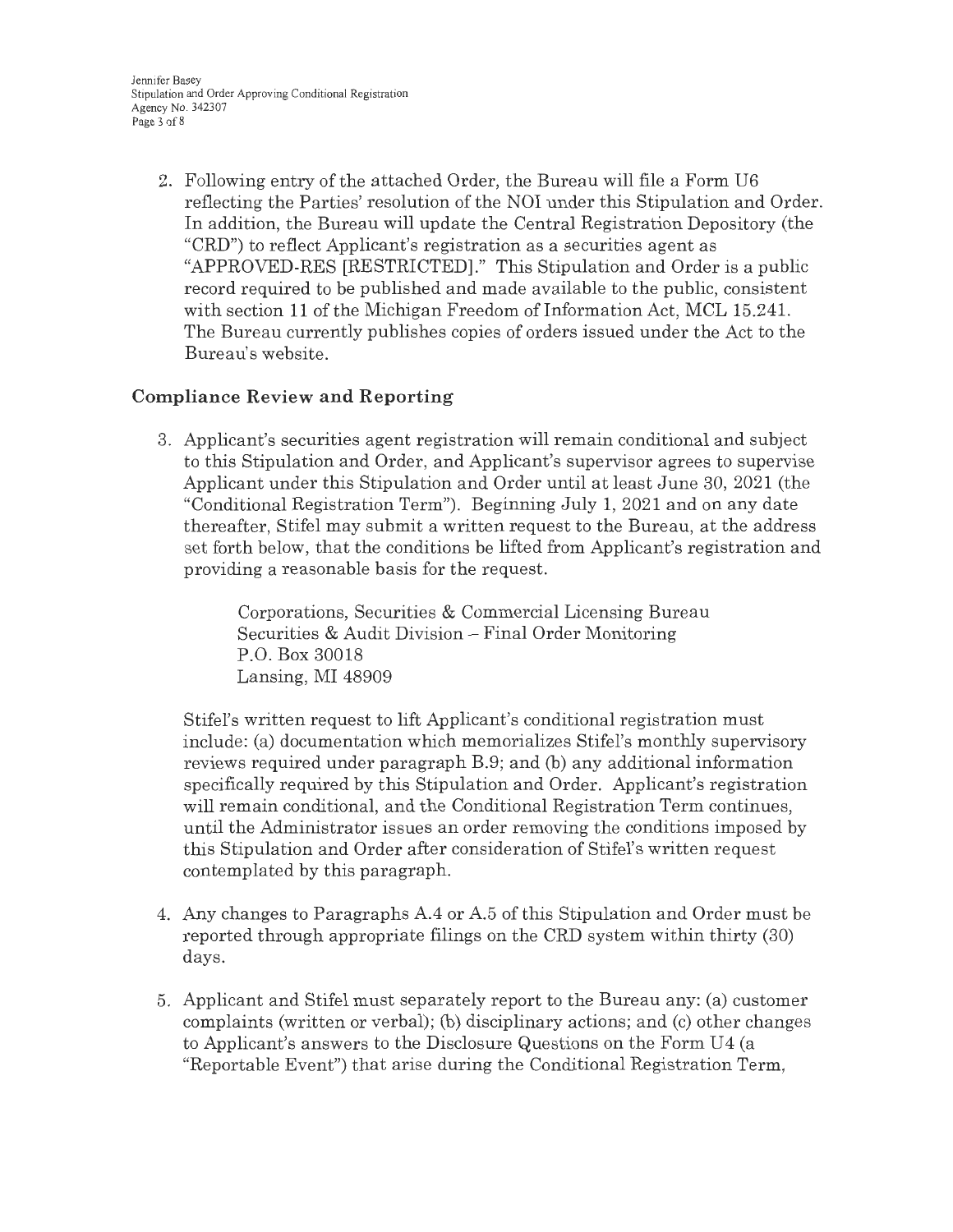2. Following entry of the attached Order, the Bureau will file a Form U6 reflecting the Parties' resolution of the NOI under this Stipulation and Order. In addition, the Bureau will update the Central Registration Depository (the "CRD") to reflect Applicant's registration as a securities agent as "APPROVED-RES [RESTRICTED]." This Stipulation and Order is a public record required to be published and made available to the public, consistent with section 11 of the Michigan Freedom of Information Act, MCL 15.241. The Bureau currently publishes copies of orders issued under the Act to the Bureau's website.

## Compliance Review and Reporting

3. Applicant's securities agent registration will remain conditional and subject to this Stipulation and Order, and Applicant's supervisor agrees to supervise Applicant under this Stipulation and Order until at least June 30, 2021 (the "Conditional Registration Term"). Beginning July 1, 2021 and on any date thereafter, Stifel may submit a written request to the Bureau, at the address set forth below, that the conditions be lifted from Applicant's registration and providing a reasonable basis for the request.

   Corporations, Securities & Commercial Licensing Bureau
   Securities & Audit Division – Final Order Monitoring
   P.O. Box 30018
   Lansing, MI 48909

   Stifel's written request to lift Applicant's conditional registration must include: (a) documentation which memorializes Stifel's monthly supervisory reviews required under paragraph B.9; and (b) any additional information specifically required by this Stipulation and Order. Applicant's registration will remain conditional, and the Conditional Registration Term continues, until the Administrator issues an order removing the conditions imposed by this Stipulation and Order after consideration of Stifel's written request contemplated by this paragraph.

4. Any changes to Paragraphs A.4 or A.5 of this Stipulation and Order must be reported through appropriate filings on the CRD system within thirty (30) days.

5. Applicant and Stifel must separately report to the Bureau any: (a) customer complaints (written or verbal); (b) disciplinary actions; and (c) other changes to Applicant's answers to the Disclosure Questions on the Form U4 (a "Reportable Event") that arise during the Conditional Registration Term,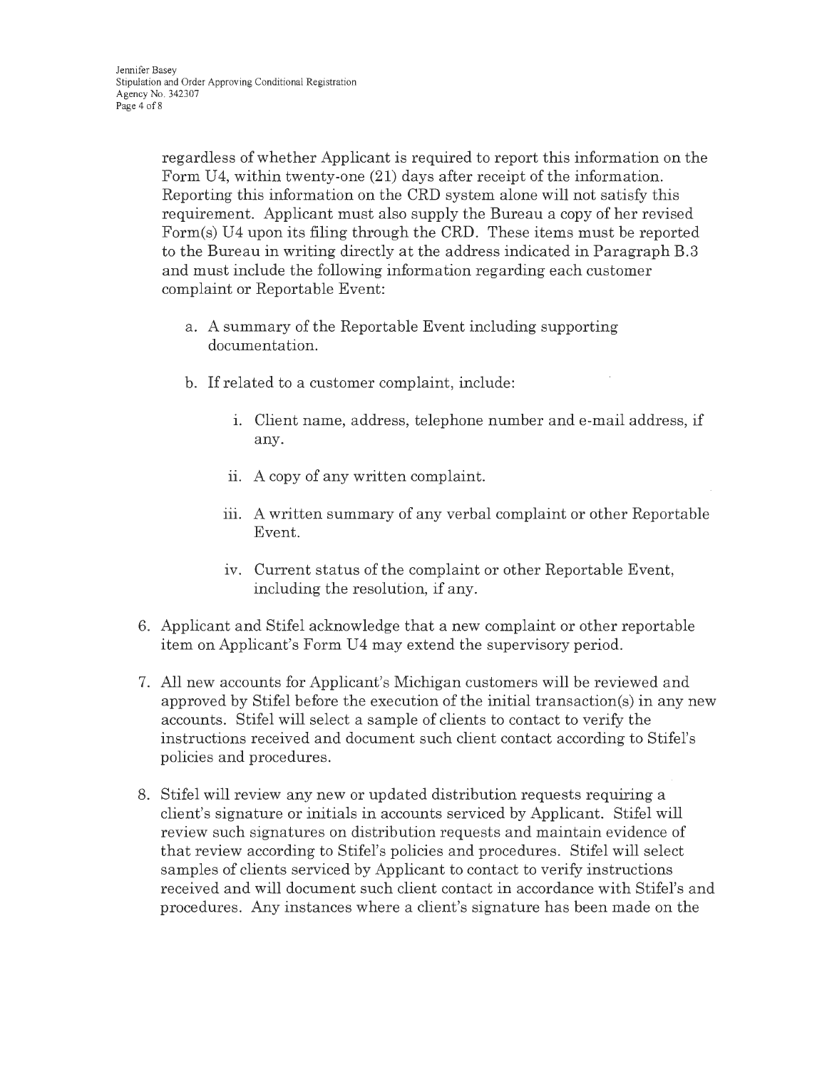regardless of whether Applicant is required to report this information on the Form U4, within twenty-one (21) days after receipt of the information. Reporting this information on the CRD system alone will not satisfy this requirement. Applicant must also supply the Bureau a copy of her revised Form(s) U4 upon its filing through the CRD. These items must be reported to the Bureau in writing directly at the address indicated in Paragraph B.3 and must include the following information regarding each customer complaint or Reportable Event:

   a. A summary of the Reportable Event including supporting documentation.

   b. If related to a customer complaint, include:

      i. Client name, address, telephone number and e-mail address, if any.

      ii. A copy of any written complaint.

      iii. A written summary of any verbal complaint or other Reportable Event.

      iv. Current status of the complaint or other Reportable Event, including the resolution, if any.

6. Applicant and Stifel acknowledge that a new complaint or other reportable item on Applicant's Form U4 may extend the supervisory period.

7. All new accounts for Applicant's Michigan customers will be reviewed and approved by Stifel before the execution of the initial transaction(s) in any new accounts. Stifel will select a sample of clients to contact to verify the instructions received and document such client contact according to Stifel's policies and procedures.

8. Stifel will review any new or updated distribution requests requiring a client's signature or initials in accounts serviced by Applicant. Stifel will review such signatures on distribution requests and maintain evidence of that review according to Stifel's policies and procedures. Stifel will select samples of clients serviced by Applicant to contact to verify instructions received and will document such client contact in accordance with Stifel's and procedures. Any instances where a client's signature has been made on the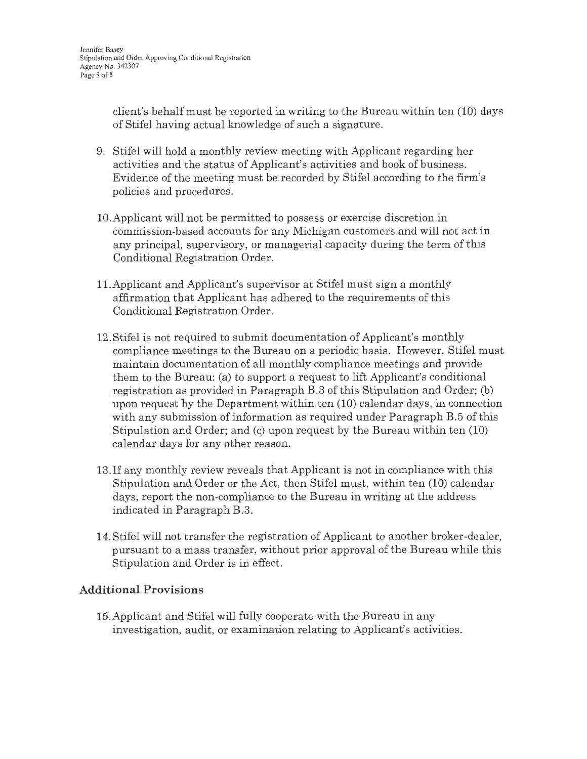client's behalf must be reported in writing to the Bureau within ten (10) days of Stifel having actual knowledge of such a signature.

9. Stifel will hold a monthly review meeting with Applicant regarding her activities and the status of Applicant's activities and book of business. Evidence of the meeting must be recorded by Stifel according to the firm's policies and procedures.

10. Applicant will not be permitted to possess or exercise discretion in commission-based accounts for any Michigan customers and will not act in any principal, supervisory, or managerial capacity during the term of this Conditional Registration Order.

11. Applicant and Applicant's supervisor at Stifel must sign a monthly affirmation that Applicant has adhered to the requirements of this Conditional Registration Order.

12. Stifel is not required to submit documentation of Applicant's monthly compliance meetings to the Bureau on a periodic basis. However, Stifel must maintain documentation of all monthly compliance meetings and provide them to the Bureau: (a) to support a request to lift Applicant's conditional registration as provided in Paragraph B.3 of this Stipulation and Order; (b) upon request by the Department within ten (10) calendar days, in connection with any submission of information as required under Paragraph B.5 of this Stipulation and Order; and (c) upon request by the Bureau within ten (10) calendar days for any other reason.

13. If any monthly review reveals that Applicant is not in compliance with this Stipulation and Order or the Act, then Stifel must, within ten (10) calendar days, report the non-compliance to the Bureau in writing at the address indicated in Paragraph B.3.

14. Stifel will not transfer the registration of Applicant to another broker-dealer, pursuant to a mass transfer, without prior approval of the Bureau while this Stipulation and Order is in effect.

## Additional Provisions

15. Applicant and Stifel will fully cooperate with the Bureau in any investigation, audit, or examination relating to Applicant's activities.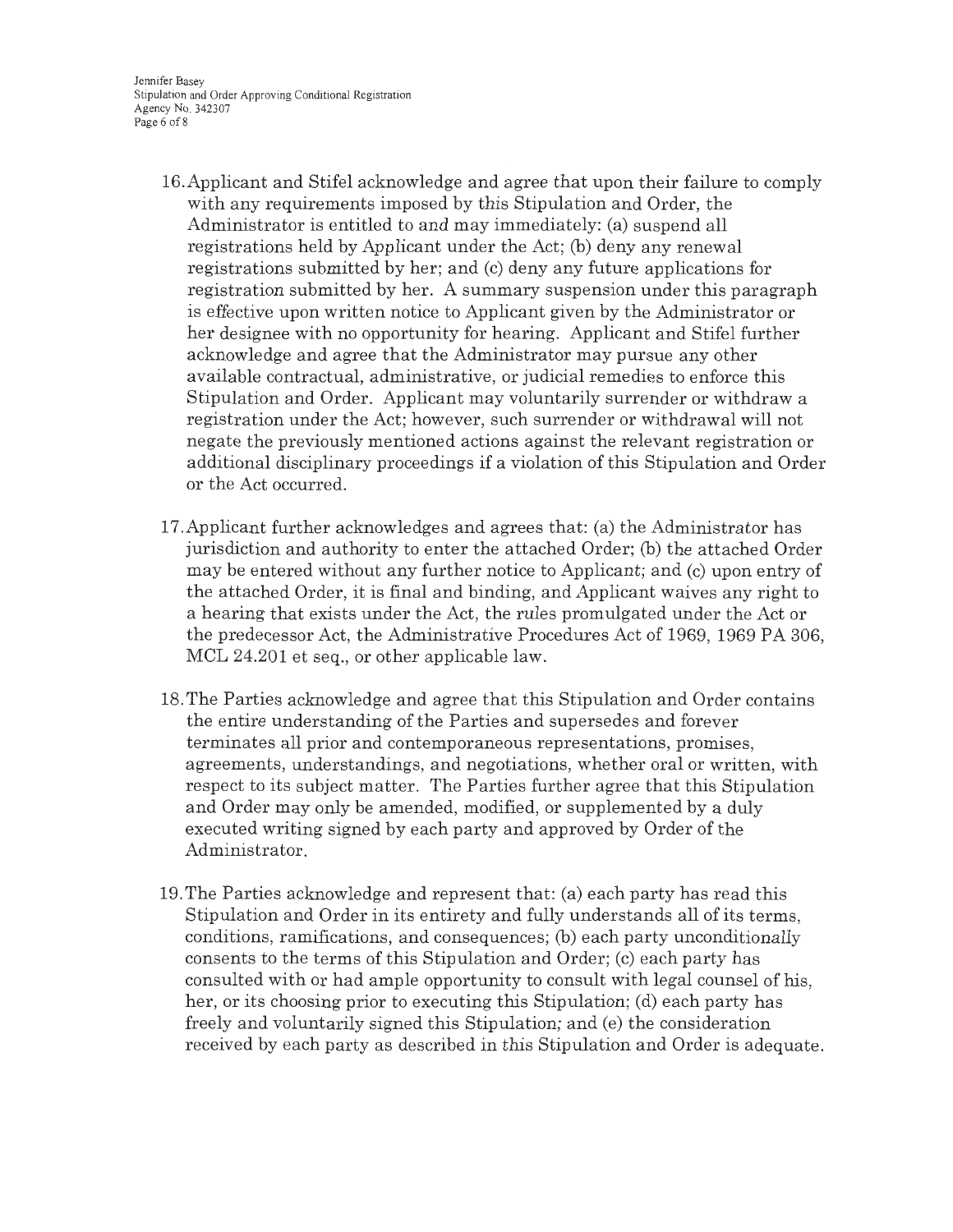16. Applicant and Stifel acknowledge and agree that upon their failure to comply with any requirements imposed by this Stipulation and Order, the Administrator is entitled to and may immediately: (a) suspend all registrations held by Applicant under the Act; (b) deny any renewal registrations submitted by her; and (c) deny any future applications for registration submitted by her. A summary suspension under this paragraph is effective upon written notice to Applicant given by the Administrator or her designee with no opportunity for hearing. Applicant and Stifel further acknowledge and agree that the Administrator may pursue any other available contractual, administrative, or judicial remedies to enforce this Stipulation and Order. Applicant may voluntarily surrender or withdraw a registration under the Act; however, such surrender or withdrawal will not negate the previously mentioned actions against the relevant registration or additional disciplinary proceedings if a violation of this Stipulation and Order or the Act occurred.

17. Applicant further acknowledges and agrees that: (a) the Administrator has jurisdiction and authority to enter the attached Order; (b) the attached Order may be entered without any further notice to Applicant; and (c) upon entry of the attached Order, it is final and binding, and Applicant waives any right to a hearing that exists under the Act, the rules promulgated under the Act or the predecessor Act, the Administrative Procedures Act of 1969, 1969 PA 306, MCL 24.201 et seq., or other applicable law.

18. The Parties acknowledge and agree that this Stipulation and Order contains the entire understanding of the Parties and supersedes and forever terminates all prior and contemporaneous representations, promises, agreements, understandings, and negotiations, whether oral or written, with respect to its subject matter. The Parties further agree that this Stipulation and Order may only be amended, modified, or supplemented by a duly executed writing signed by each party and approved by Order of the Administrator.

19. The Parties acknowledge and represent that: (a) each party has read this Stipulation and Order in its entirety and fully understands all of its terms, conditions, ramifications, and consequences; (b) each party unconditionally consents to the terms of this Stipulation and Order; (c) each party has consulted with or had ample opportunity to consult with legal counsel of his, her, or its choosing prior to executing this Stipulation; (d) each party has freely and voluntarily signed this Stipulation; and (e) the consideration received by each party as described in this Stipulation and Order is adequate.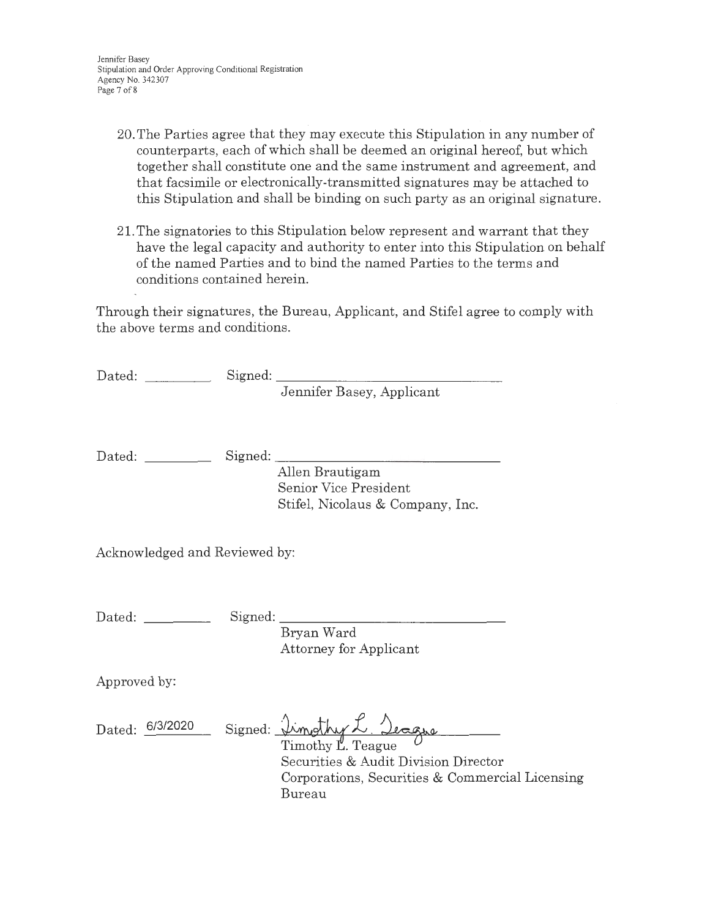20. The Parties agree that they may execute this Stipulation in any number of counterparts, each of which shall be deemed an original hereof, but which together shall constitute one and the same instrument and agreement, and that facsimile or electronically-transmitted signatures may be attached to this Stipulation and shall be binding on such party as an original signature.

21. The signatories to this Stipulation below represent and warrant that they have the legal capacity and authority to enter into this Stipulation on behalf of the named Parties and to bind the named Parties to the terms and conditions contained herein.

Through their signatures, the Bureau, Applicant, and Stifel agree to comply with the above terms and conditions.

Dated: __________ Signed: ______________________________
Jennifer Basey, Applicant

Dated: __________ Signed: ______________________________
Allen Brautigam
Senior Vice President
Stifel, Nicolaus & Company, Inc.

Acknowledged and Reviewed by:

Dated: __________ Signed: ______________________________
Bryan Ward
Attorney for Applicant

Approved by:

Dated: 6/3/2020 Signed: Timothy L. Teague
Timothy L. Teague
Securities & Audit Division Director
Corporations, Securities & Commercial Licensing Bureau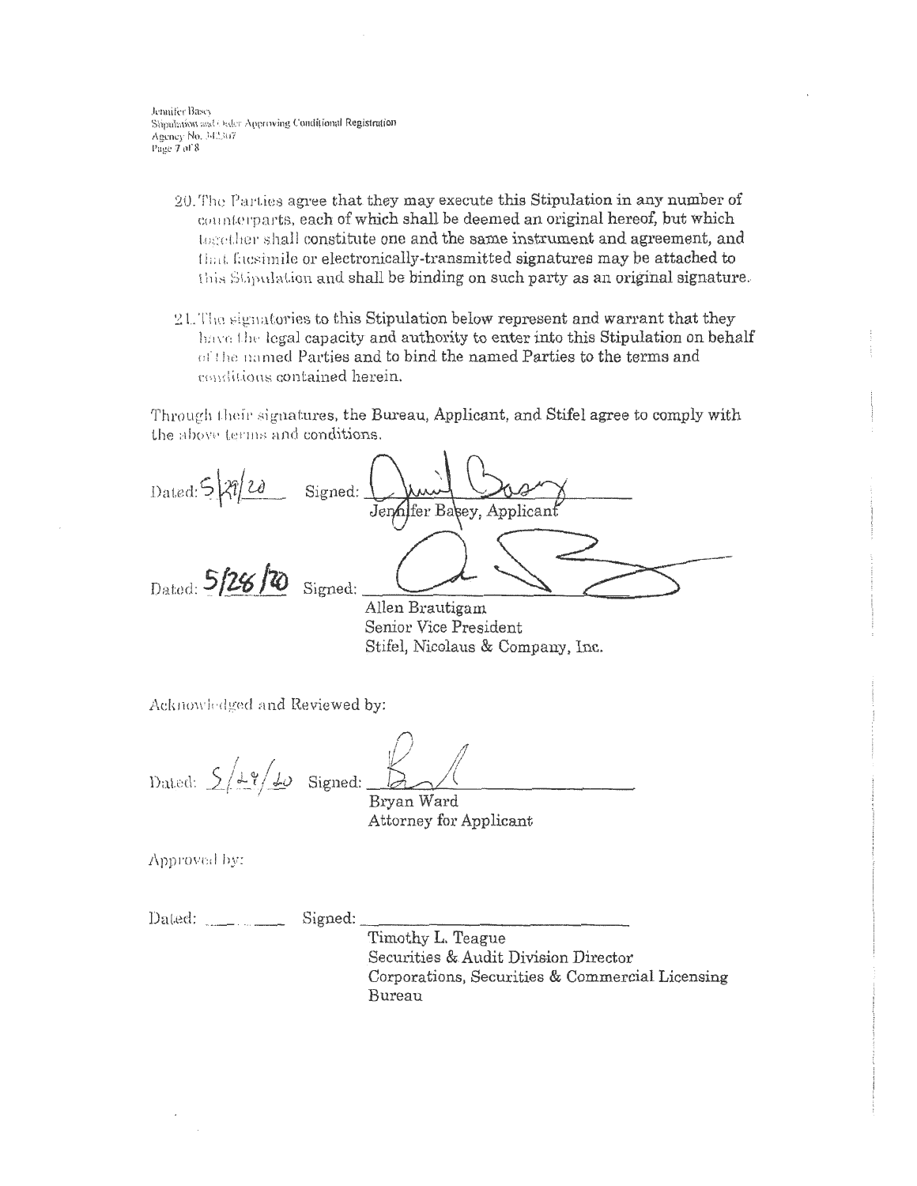20. The Parties agree that they may execute this Stipulation in any number of counterparts, each of which shall be deemed an original hereof, but which together shall constitute one and the same instrument and agreement, and that facsimile or electronically-transmitted signatures may be attached to this Stipulation and shall be binding on such party as an original signature.

21. The signatories to this Stipulation below represent and warrant that they have the legal capacity and authority to enter into this Stipulation on behalf of the named Parties and to bind the named Parties to the terms and conditions contained herein.

Through their signatures, the Bureau, Applicant, and Stifel agree to comply with the above terms and conditions.

Dated: 5/29/20 Signed: ______________________
Jennifer Basey, Applicant

Dated: 5/28/20 Signed: ______________________
Allen Brautigam
Senior Vice President
Stifel, Nicolaus & Company, Inc.

Acknowledged and Reviewed by:

Dated: 5/29/20 Signed: ______________________
Bryan Ward
Attorney for Applicant

Approved by:

Dated: ________ Signed: ______________________
Timothy L. Teague
Securities & Audit Division Director
Corporations, Securities & Commercial Licensing Bureau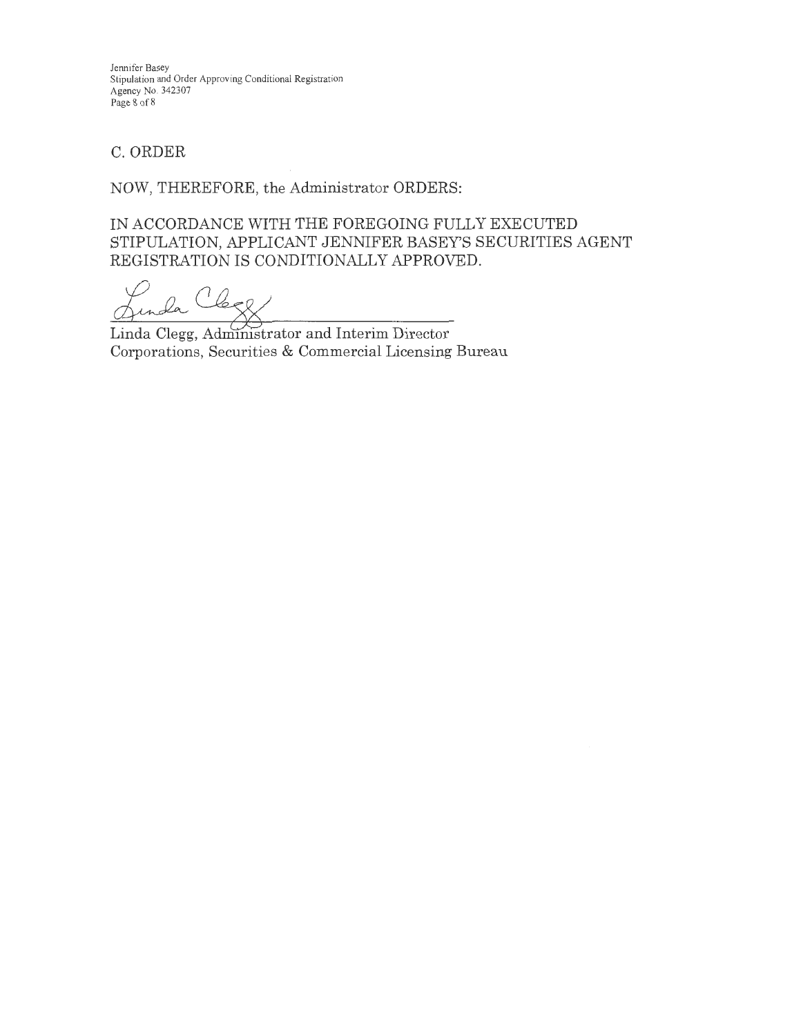## C. ORDER

NOW, THEREFORE, the Administrator ORDERS:

IN ACCORDANCE WITH THE FOREGOING FULLY EXECUTED STIPULATION, APPLICANT JENNIFER BASEY'S SECURITIES AGENT REGISTRATION IS CONDITIONALLY APPROVED.

Linda Clegg

Linda Clegg, Administrator and Interim Director
Corporations, Securities & Commercial Licensing Bureau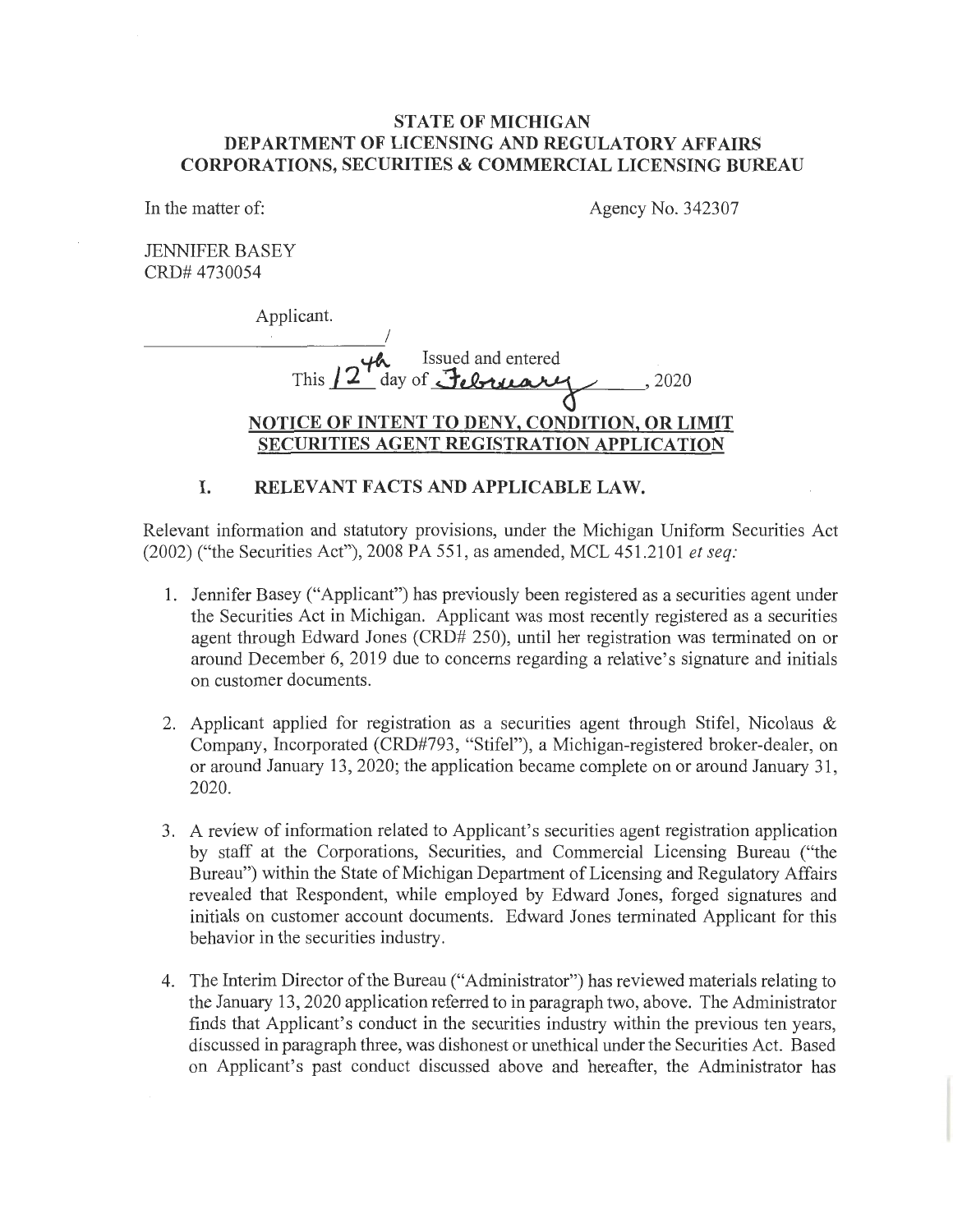**STATE OF MICHIGAN**
**DEPARTMENT OF LICENSING AND REGULATORY AFFAIRS**
**CORPORATIONS, SECURITIES & COMMERCIAL LICENSING BUREAU**

In the matter of: Agency No. 342307

JENNIFER BASEY
CRD# 4730054

Applicant.
_______________________/

Issued and entered
This 12th day of February, 2020

## NOTICE OF INTENT TO DENY, CONDITION, OR LIMIT SECURITIES AGENT REGISTRATION APPLICATION

### I. RELEVANT FACTS AND APPLICABLE LAW.

Relevant information and statutory provisions, under the Michigan Uniform Securities Act (2002) ("the Securities Act"), 2008 PA 551, as amended, MCL 451.2101 *et seq:*

1. Jennifer Basey ("Applicant") has previously been registered as a securities agent under the Securities Act in Michigan. Applicant was most recently registered as a securities agent through Edward Jones (CRD# 250), until her registration was terminated on or around December 6, 2019 due to concerns regarding a relative's signature and initials on customer documents.

2. Applicant applied for registration as a securities agent through Stifel, Nicolaus & Company, Incorporated (CRD#793, "Stifel"), a Michigan-registered broker-dealer, on or around January 13, 2020; the application became complete on or around January 31, 2020.

3. A review of information related to Applicant's securities agent registration application by staff at the Corporations, Securities, and Commercial Licensing Bureau ("the Bureau") within the State of Michigan Department of Licensing and Regulatory Affairs revealed that Respondent, while employed by Edward Jones, forged signatures and initials on customer account documents. Edward Jones terminated Applicant for this behavior in the securities industry.

4. The Interim Director of the Bureau ("Administrator") has reviewed materials relating to the January 13, 2020 application referred to in paragraph two, above. The Administrator finds that Applicant's conduct in the securities industry within the previous ten years, discussed in paragraph three, was dishonest or unethical under the Securities Act. Based on Applicant's past conduct discussed above and hereafter, the Administrator has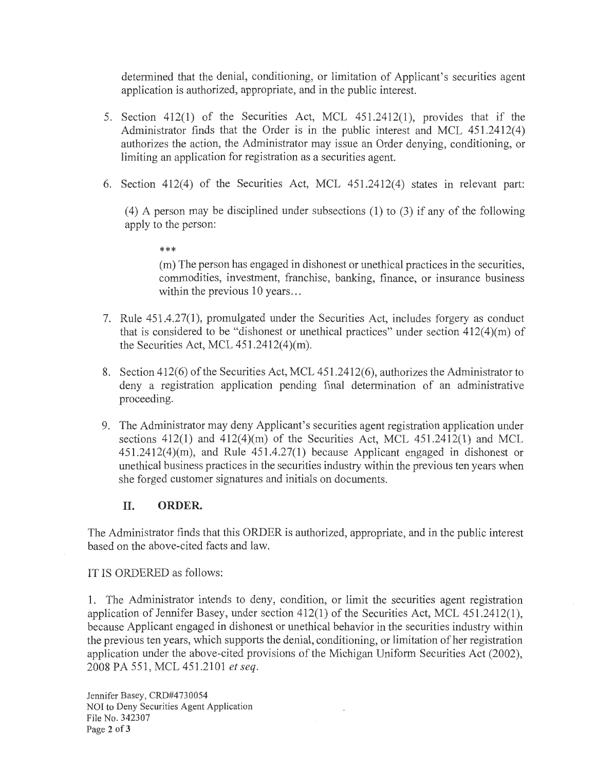determined that the denial, conditioning, or limitation of Applicant's securities agent application is authorized, appropriate, and in the public interest.

5. Section 412(1) of the Securities Act, MCL 451.2412(1), provides that if the Administrator finds that the Order is in the public interest and MCL 451.2412(4) authorizes the action, the Administrator may issue an Order denying, conditioning, or limiting an application for registration as a securities agent.

6. Section 412(4) of the Securities Act, MCL 451.2412(4) states in relevant part:

   (4) A person may be disciplined under subsections (1) to (3) if any of the following apply to the person:

   ***

   (m) The person has engaged in dishonest or unethical practices in the securities, commodities, investment, franchise, banking, finance, or insurance business within the previous 10 years...

7. Rule 451.4.27(1), promulgated under the Securities Act, includes forgery as conduct that is considered to be "dishonest or unethical practices" under section 412(4)(m) of the Securities Act, MCL 451.2412(4)(m).

8. Section 412(6) of the Securities Act, MCL 451.2412(6), authorizes the Administrator to deny a registration application pending final determination of an administrative proceeding.

9. The Administrator may deny Applicant's securities agent registration application under sections 412(1) and 412(4)(m) of the Securities Act, MCL 451.2412(1) and MCL 451.2412(4)(m), and Rule 451.4.27(1) because Applicant engaged in dishonest or unethical business practices in the securities industry within the previous ten years when she forged customer signatures and initials on documents.

## II. ORDER.

The Administrator finds that this ORDER is authorized, appropriate, and in the public interest based on the above-cited facts and law.

IT IS ORDERED as follows:

1. The Administrator intends to deny, condition, or limit the securities agent registration application of Jennifer Basey, under section 412(1) of the Securities Act, MCL 451.2412(1), because Applicant engaged in dishonest or unethical behavior in the securities industry within the previous ten years, which supports the denial, conditioning, or limitation of her registration application under the above-cited provisions of the Michigan Uniform Securities Act (2002), 2008 PA 551, MCL 451.2101 *et seq.*

Jennifer Basey, CRD#4730054
NOI to Deny Securities Agent Application
File No. 342307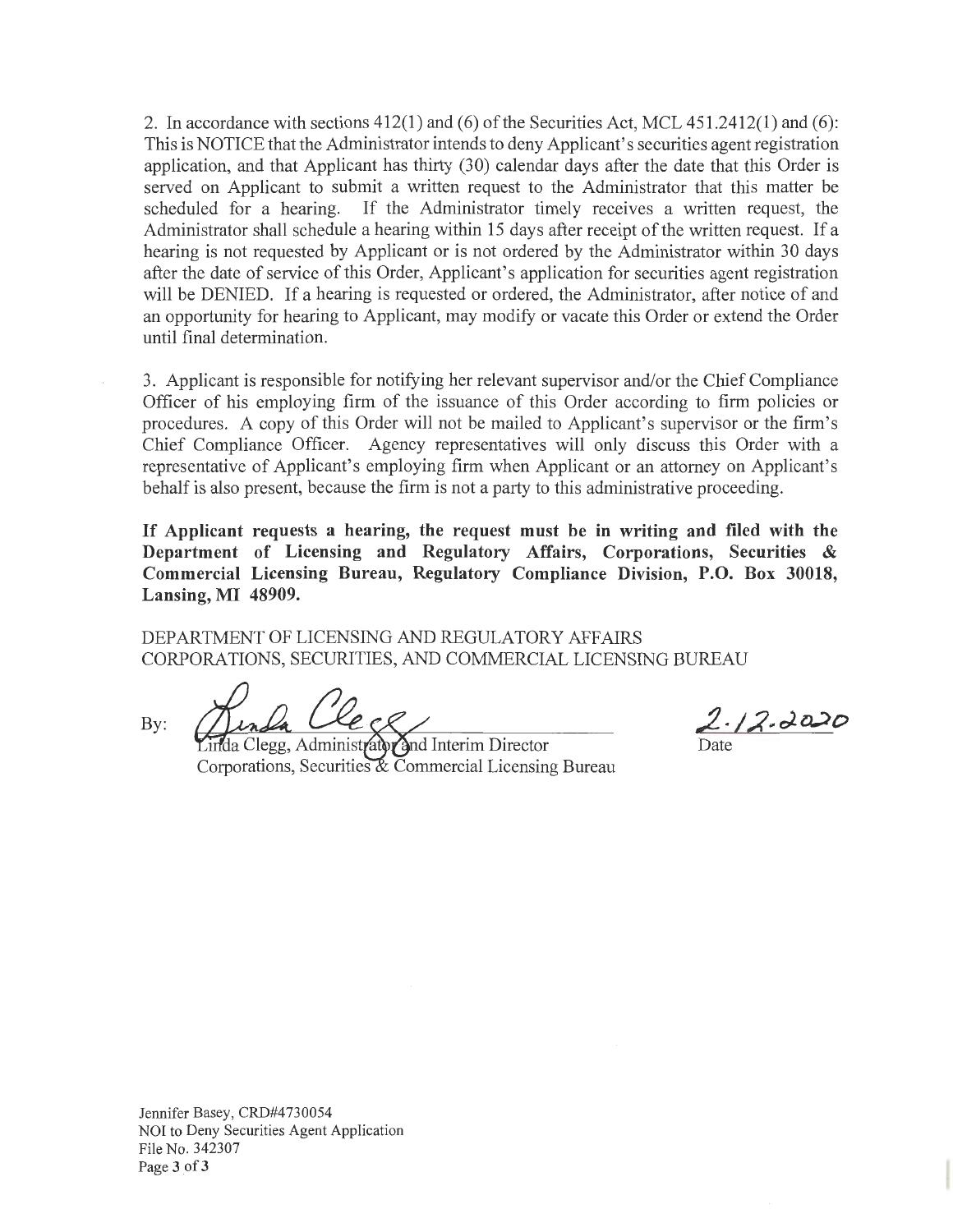2. In accordance with sections 412(1) and (6) of the Securities Act, MCL 451.2412(1) and (6): This is NOTICE that the Administrator intends to deny Applicant's securities agent registration application, and that Applicant has thirty (30) calendar days after the date that this Order is served on Applicant to submit a written request to the Administrator that this matter be scheduled for a hearing. If the Administrator timely receives a written request, the Administrator shall schedule a hearing within 15 days after receipt of the written request. If a hearing is not requested by Applicant or is not ordered by the Administrator within 30 days after the date of service of this Order, Applicant's application for securities agent registration will be DENIED. If a hearing is requested or ordered, the Administrator, after notice of and an opportunity for hearing to Applicant, may modify or vacate this Order or extend the Order until final determination.

3. Applicant is responsible for notifying her relevant supervisor and/or the Chief Compliance Officer of his employing firm of the issuance of this Order according to firm policies or procedures. A copy of this Order will not be mailed to Applicant's supervisor or the firm's Chief Compliance Officer. Agency representatives will only discuss this Order with a representative of Applicant's employing firm when Applicant or an attorney on Applicant's behalf is also present, because the firm is not a party to this administrative proceeding.

**If Applicant requests a hearing, the request must be in writing and filed with the Department of Licensing and Regulatory Affairs, Corporations, Securities & Commercial Licensing Bureau, Regulatory Compliance Division, P.O. Box 30018, Lansing, MI 48909.**

DEPARTMENT OF LICENSING AND REGULATORY AFFAIRS
CORPORATIONS, SECURITIES, AND COMMERCIAL LICENSING BUREAU

By: Linda Clegg

Linda Clegg, Administrator and Interim Director
Corporations, Securities & Commercial Licensing Bureau

2.12.2020
Date

Jennifer Basey, CRD#4730054
NOI to Deny Securities Agent Application
File No. 342307